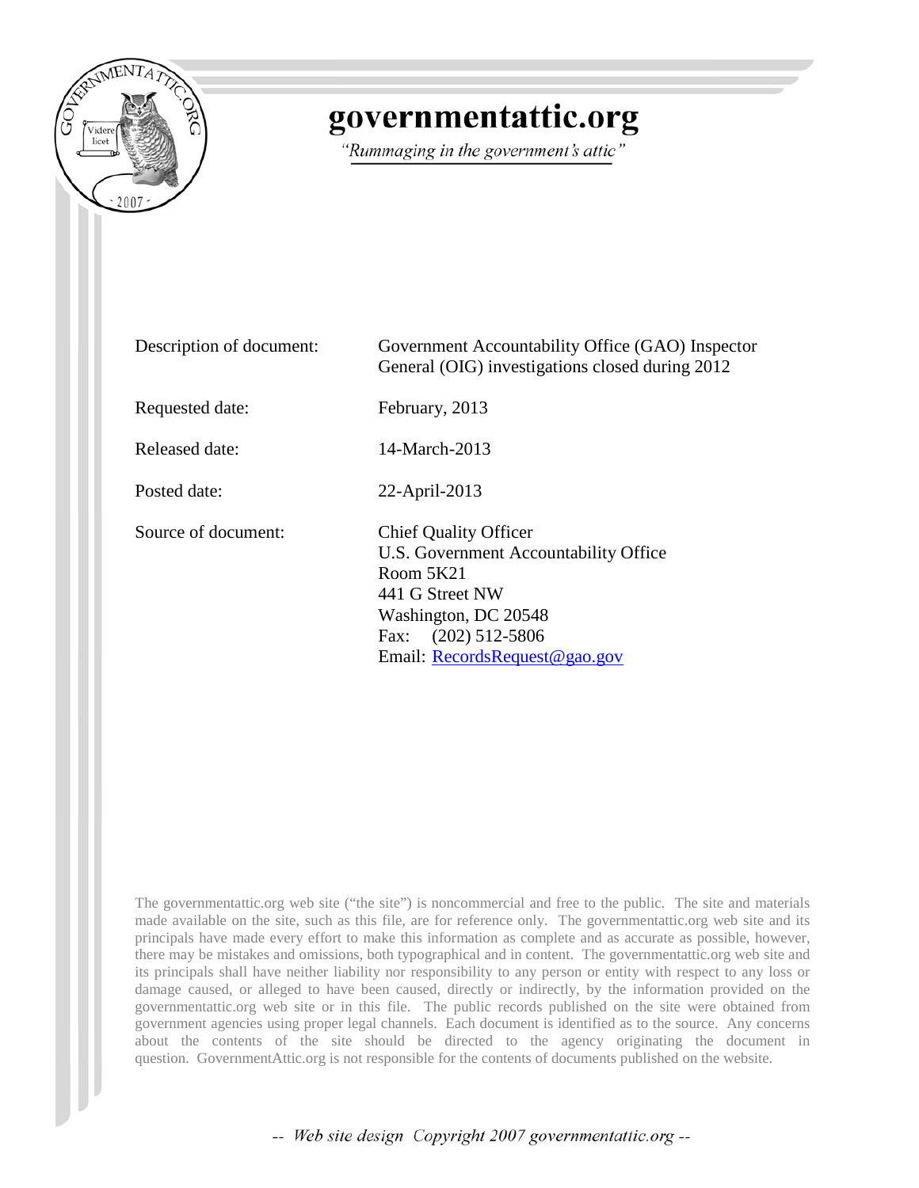# governmentattic.org

*"Rummaging in the government's attic"*

| | |
|---|---|
| Description of document: | Government Accountability Office (GAO) Inspector General (OIG) investigations closed during 2012 |
| Requested date: | February, 2013 |
| Released date: | 14-March-2013 |
| Posted date: | 22-April-2013 |
| Source of document: | Chief Quality Officer<br>U.S. Government Accountability Office<br>Room 5K21<br>441 G Street NW<br>Washington, DC 20548<br>Fax: (202) 512-5806<br>Email: RecordsRequest@gao.gov |

The governmentattic.org web site ("the site") is noncommercial and free to the public. The site and materials made available on the site, such as this file, are for reference only. The governmentattic.org web site and its principals have made every effort to make this information as complete and as accurate as possible, however, there may be mistakes and omissions, both typographical and in content. The governmentattic.org web site and its principals shall have neither liability nor responsibility to any person or entity with respect to any loss or damage caused, or alleged to have been caused, directly or indirectly, by the information provided on the governmentattic.org web site or in this file. The public records published on the site were obtained from government agencies using proper legal channels. Each document is identified as to the source. Any concerns about the contents of the site should be directed to the agency originating the document in question. GovernmentAttic.org is not responsible for the contents of documents published on the website.

-- Web site design Copyright 2007 governmentattic.org --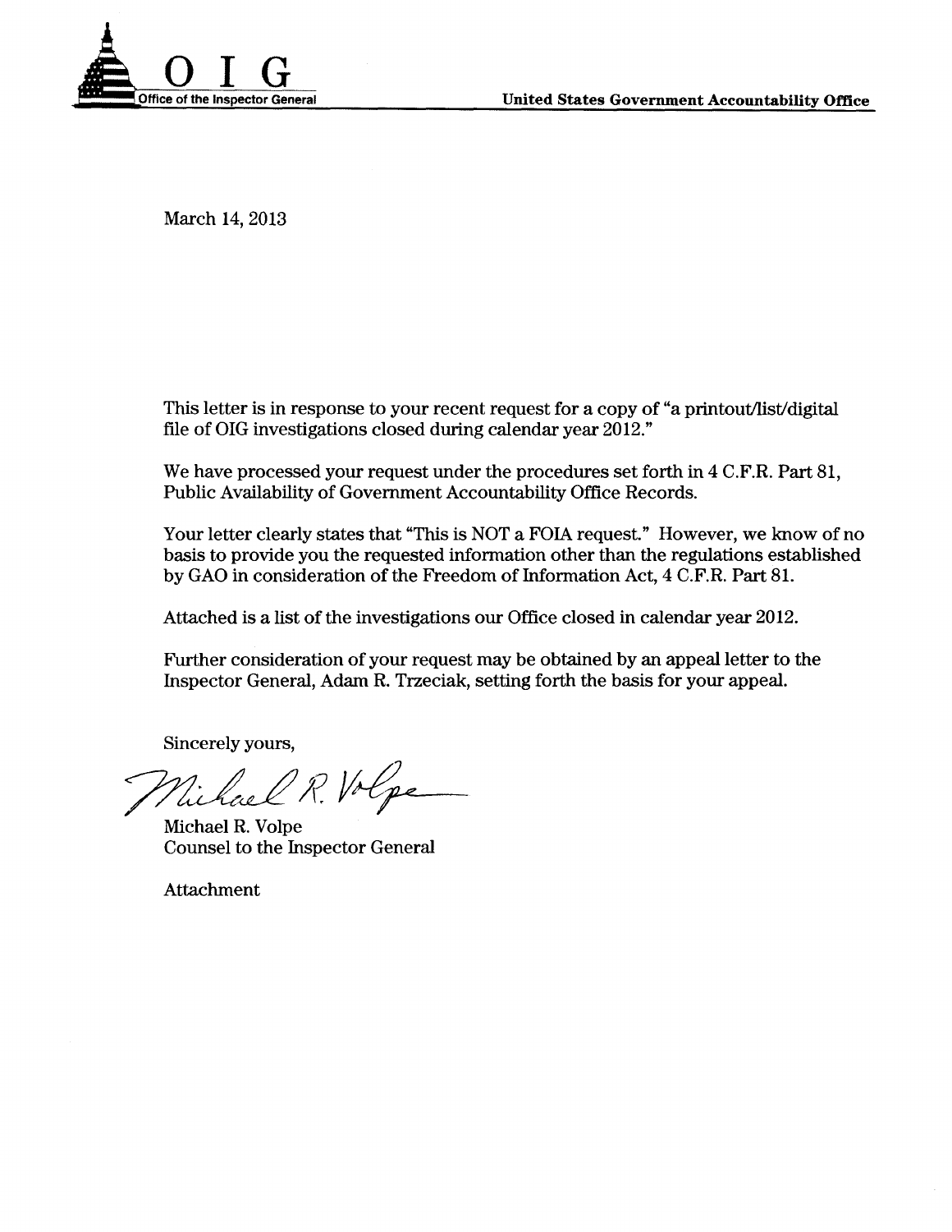**OIG**
Office of the Inspector General

**United States Government Accountability Office**

March 14, 2013

This letter is in response to your recent request for a copy of "a printout/list/digital file of OIG investigations closed during calendar year 2012."

We have processed your request under the procedures set forth in 4 C.F.R. Part 81, Public Availability of Government Accountability Office Records.

Your letter clearly states that "This is NOT a FOIA request." However, we know of no basis to provide you the requested information other than the regulations established by GAO in consideration of the Freedom of Information Act, 4 C.F.R. Part 81.

Attached is a list of the investigations our Office closed in calendar year 2012.

Further consideration of your request may be obtained by an appeal letter to the Inspector General, Adam R. Trzeciak, setting forth the basis for your appeal.

Sincerely yours,

Michael R. Volpe

Michael R. Volpe
Counsel to the Inspector General

Attachment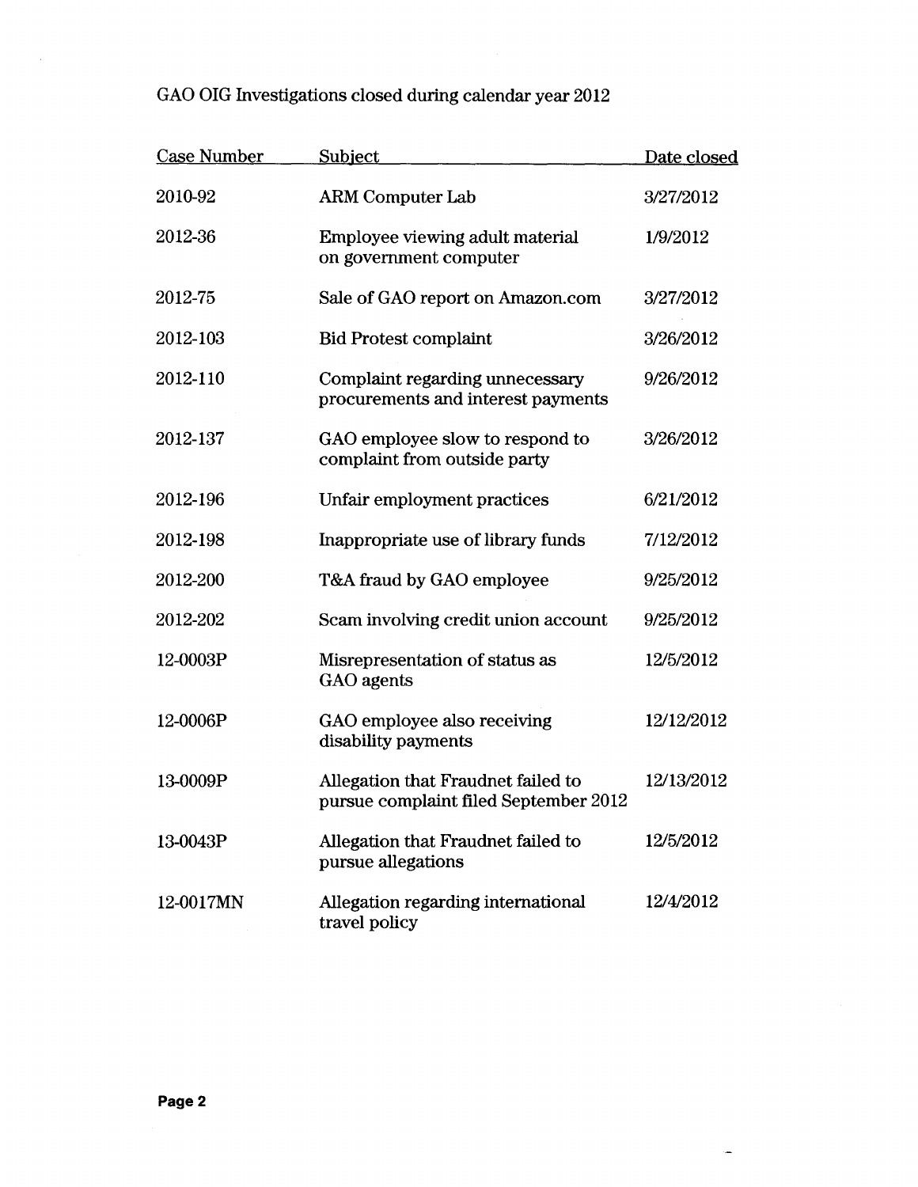GAO OIG Investigations closed during calendar year 2012

| Case Number | Subject | Date closed |
| --- | --- | --- |
| 2010-92 | ARM Computer Lab | 3/27/2012 |
| 2012-36 | Employee viewing adult material on government computer | 1/9/2012 |
| 2012-75 | Sale of GAO report on Amazon.com | 3/27/2012 |
| 2012-103 | Bid Protest complaint | 3/26/2012 |
| 2012-110 | Complaint regarding unnecessary procurements and interest payments | 9/26/2012 |
| 2012-137 | GAO employee slow to respond to complaint from outside party | 3/26/2012 |
| 2012-196 | Unfair employment practices | 6/21/2012 |
| 2012-198 | Inappropriate use of library funds | 7/12/2012 |
| 2012-200 | T&A fraud by GAO employee | 9/25/2012 |
| 2012-202 | Scam involving credit union account | 9/25/2012 |
| 12-0003P | Misrepresentation of status as GAO agents | 12/5/2012 |
| 12-0006P | GAO employee also receiving disability payments | 12/12/2012 |
| 13-0009P | Allegation that Fraudnet failed to pursue complaint filed September 2012 | 12/13/2012 |
| 13-0043P | Allegation that Fraudnet failed to pursue allegations | 12/5/2012 |
| 12-0017MN | Allegation regarding international travel policy | 12/4/2012 |